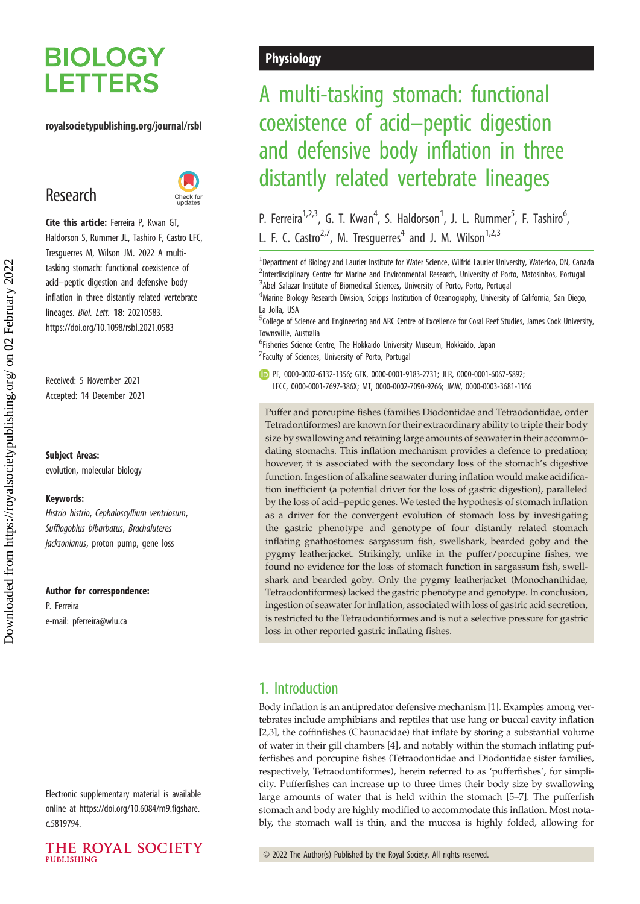# BIOLOGY LETTERS

royalsocietypublishing.org/journal/rsbl

## Research

**Cite this article:** Ferreira P, Kwan GT, Haldorson S, Rummer JL, Tashiro F, Castro LFC, Tresguerres M, Wilson JM. 2022 A multi-tasking stomach: functional coexistence of acid–peptic digestion and defensive body inflation in three distantly related vertebrate lineages. *Biol. Lett.* **18**: 20210583. https://doi.org/10.1098/rsbl.2021.0583

Received: 5 November 2021
Accepted: 14 December 2021

**Subject Areas:**
evolution, molecular biology

**Keywords:**
*Histrio histrio*, *Cephaloscyllium ventriosum*, *Sufflogobius bibarbatus*, *Brachaluteres jacksonianus*, proton pump, gene loss

**Author for correspondence:**
P. Ferreira
e-mail: pferreira@wlu.ca

Electronic supplementary material is available online at https://doi.org/10.6084/m9.figshare.c.5819794.

Physiology

# A multi-tasking stomach: functional coexistence of acid–peptic digestion and defensive body inflation in three distantly related vertebrate lineages

P. Ferreira[1,2,3], G. T. Kwan[4], S. Haldorson[1], J. L. Rummer[5], F. Tashiro[6], L. F. C. Castro[2,7], M. Tresguerres[4] and J. M. Wilson[1,2,3]

[1]Department of Biology and Laurier Institute for Water Science, Wilfrid Laurier University, Waterloo, ON, Canada
[2]Interdisciplinary Centre for Marine and Environmental Research, University of Porto, Matosinhos, Portugal
[3]Abel Salazar Institute of Biomedical Sciences, University of Porto, Porto, Portugal
[4]Marine Biology Research Division, Scripps Institution of Oceanography, University of California, San Diego, La Jolla, USA
[5]College of Science and Engineering and ARC Centre of Excellence for Coral Reef Studies, James Cook University, Townsville, Australia
[6]Fisheries Science Centre, The Hokkaido University Museum, Hokkaido, Japan
[7]Faculty of Sciences, University of Porto, Portugal

PF, 0000-0002-6132-1356; GTK, 0000-0001-9183-2731; JLR, 0000-0001-6067-5892; LFCC, 0000-0001-7697-386X; MT, 0000-0002-7090-9266; JMW, 0000-0003-3681-1166

Puffer and porcupine fishes (families Diodontidae and Tetraodontidae, order Tetraodontiformes) are known for their extraordinary ability to triple their body size by swallowing and retaining large amounts of seawater in their accommodating stomachs. This inflation mechanism provides a defence to predation; however, it is associated with the secondary loss of the stomach's digestive function. Ingestion of alkaline seawater during inflation would make acidification inefficient (a potential driver for the loss of gastric digestion), paralleled by the loss of acid–peptic genes. We tested the hypothesis of stomach inflation as a driver for the convergent evolution of stomach loss by investigating the gastric phenotype and genotype of four distantly related stomach inflating gnathostomes: sargassum fish, swellshark, bearded goby and the pygmy leatherjacket. Strikingly, unlike in the puffer/porcupine fishes, we found no evidence for the loss of stomach function in sargassum fish, swellshark and bearded goby. Only the pygmy leatherjacket (Monochanthidae, Tetraodontiformes) lacked the gastric phenotype and genotype. In conclusion, ingestion of seawater for inflation, associated with loss of gastric acid secretion, is restricted to the Tetraodontiformes and is not a selective pressure for gastric loss in other reported gastric inflating fishes.

## 1. Introduction

Body inflation is an antipredator defensive mechanism [1]. Examples among vertebrates include amphibians and reptiles that use lung or buccal cavity inflation [2,3], the coffinfishes (Chaunacidae) that inflate by storing a substantial volume of water in their gill chambers [4], and notably within the stomach inflating pufferfishes and porcupine fishes (Tetraodontidae and Diodontidae sister families, respectively, Tetraodontiformes), herein referred to as 'pufferfishes', for simplicity. Pufferfishes can increase up to three times their body size by swallowing large amounts of water that is held within the stomach [5–7]. The pufferfish stomach and body are highly modified to accommodate this inflation. Most notably, the stomach wall is thin, and the mucosa is highly folded, allowing for

© 2022 The Author(s) Published by the Royal Society. All rights reserved.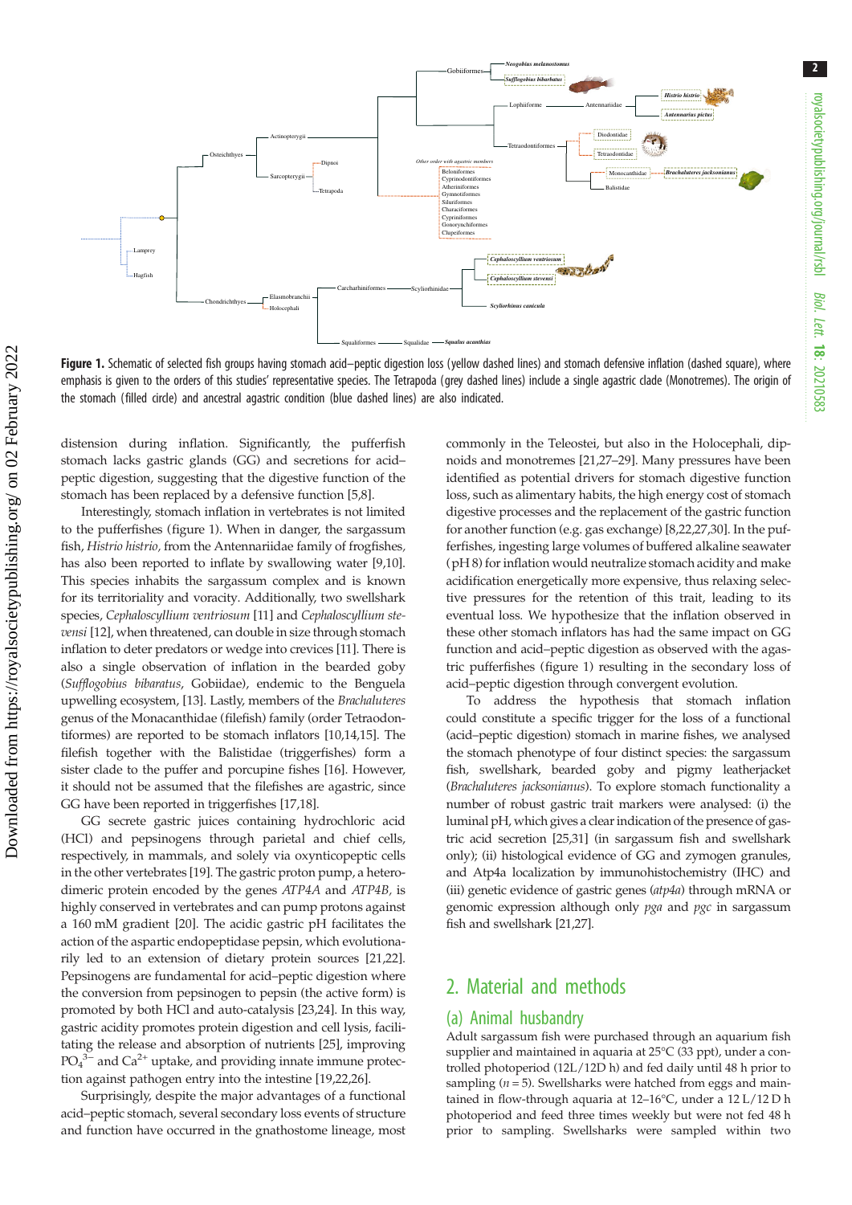**Figure 1.** Schematic of selected fish groups having stomach acid–peptic digestion loss (yellow dashed lines) and stomach defensive inflation (dashed square), where emphasis is given to the orders of this studies' representative species. The Tetrapoda (grey dashed lines) include a single agastric clade (Monotremes). The origin of the stomach (filled circle) and ancestral agastric condition (blue dashed lines) are also indicated.

distension during inflation. Significantly, the pufferfish stomach lacks gastric glands (GG) and secretions for acid–peptic digestion, suggesting that the digestive function of the stomach has been replaced by a defensive function [5,8].

Interestingly, stomach inflation in vertebrates is not limited to the pufferfishes (figure 1). When in danger, the sargassum fish, *Histrio histrio,* from the Antennariidae family of frogfishes, has also been reported to inflate by swallowing water [9,10]. This species inhabits the sargassum complex and is known for its territoriality and voracity. Additionally, two swellshark species, *Cephaloscyllium ventriosum* [11] and *Cephaloscyllium stevensi* [12], when threatened, can double in size through stomach inflation to deter predators or wedge into crevices [11]. There is also a single observation of inflation in the bearded goby (*Sufflogobius bibaratus*, Gobiidae), endemic to the Benguela upwelling ecosystem, [13]. Lastly, members of the *Brachaluteres* genus of the Monacanthidae (filefish) family (order Tetraodontiformes) are reported to be stomach inflators [10,14,15]. The filefish together with the Balistidae (triggerfishes) form a sister clade to the puffer and porcupine fishes [16]. However, it should not be assumed that the filefishes are agastric, since GG have been reported in triggerfishes [17,18].

GG secrete gastric juices containing hydrochloric acid (HCl) and pepsinogens through parietal and chief cells, respectively, in mammals, and solely via oxynticopeptic cells in the other vertebrates [19]. The gastric proton pump, a heterodimeric protein encoded by the genes *ATP4A* and *ATP4B,* is highly conserved in vertebrates and can pump protons against a 160 mM gradient [20]. The acidic gastric pH facilitates the action of the aspartic endopeptidase pepsin, which evolutionarily led to an extension of dietary protein sources [21,22]. Pepsinogens are fundamental for acid–peptic digestion where the conversion from pepsinogen to pepsin (the active form) is promoted by both HCl and auto-catalysis [23,24]. In this way, gastric acidity promotes protein digestion and cell lysis, facilitating the release and absorption of nutrients [25], improving $PO_4^{3-}$ and $Ca^{2+}$ uptake, and providing innate immune protection against pathogen entry into the intestine [19,22,26].

Surprisingly, despite the major advantages of a functional acid–peptic stomach, several secondary loss events of structure and function have occurred in the gnathostome lineage, most commonly in the Teleostei, but also in the Holocephali, dipnoids and monotremes [21,27–29]. Many pressures have been identified as potential drivers for stomach digestive function loss, such as alimentary habits, the high energy cost of stomach digestive processes and the replacement of the gastric function for another function (e.g. gas exchange) [8,22,27,30]. In the pufferfishes, ingesting large volumes of buffered alkaline seawater (pH 8) for inflation would neutralize stomach acidity and make acidification energetically more expensive, thus relaxing selective pressures for the retention of this trait, leading to its eventual loss. We hypothesize that the inflation observed in these other stomach inflators has had the same impact on GG function and acid–peptic digestion as observed with the agastric pufferfishes (figure 1) resulting in the secondary loss of acid–peptic digestion through convergent evolution.

To address the hypothesis that stomach inflation could constitute a specific trigger for the loss of a functional (acid–peptic digestion) stomach in marine fishes, we analysed the stomach phenotype of four distinct species: the sargassum fish, swellshark, bearded goby and pigmy leatherjacket (*Brachaluteres jacksonianus*). To explore stomach functionality a number of robust gastric trait markers were analysed: (i) the luminal pH, which gives a clear indication of the presence of gastric acid secretion [25,31] (in sargassum fish and swellshark only); (ii) histological evidence of GG and zymogen granules, and Atp4a localization by immunohistochemistry (IHC) and (iii) genetic evidence of gastric genes (*atp4a*) through mRNA or genomic expression although only *pga* and *pgc* in sargassum fish and swellshark [21,27].

## 2. Material and methods

### (a) Animal husbandry

Adult sargassum fish were purchased through an aquarium fish supplier and maintained in aquaria at 25°C (33 ppt), under a controlled photoperiod (12L/12D h) and fed daily until 48 h prior to sampling ($n = 5$). Swellsharks were hatched from eggs and maintained in flow-through aquaria at 12–16°C, under a 12 L/12 D h photoperiod and feed three times weekly but were not fed 48 h prior to sampling. Swellsharks were sampled within two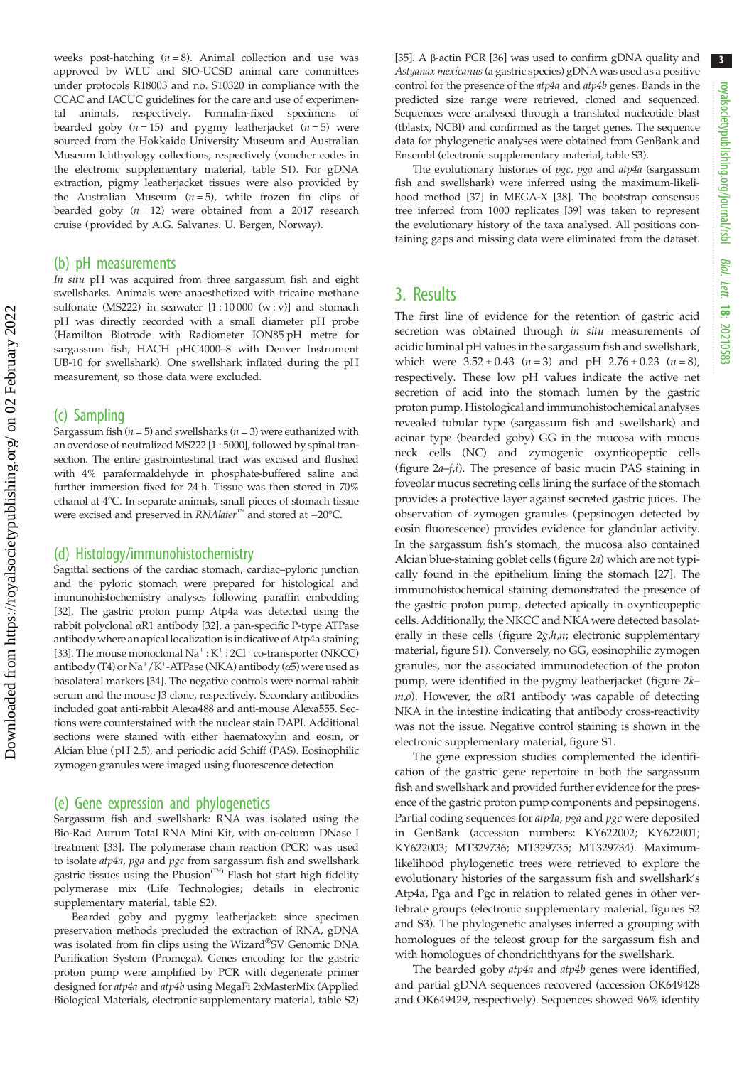weeks post-hatching ($n = 8$). Animal collection and use was approved by WLU and SIO-UCSD animal care committees under protocols R18003 and no. S10320 in compliance with the CCAC and IACUC guidelines for the care and use of experimental animals, respectively. Formalin-fixed specimens of bearded goby ($n = 15$) and pygmy leatherjacket ($n = 5$) were sourced from the Hokkaido University Museum and Australian Museum Ichthyology collections, respectively (voucher codes in the electronic supplementary material, table S1). For gDNA extraction, pigmy leatherjacket tissues were also provided by the Australian Museum ($n = 5$), while frozen fin clips of bearded goby ($n = 12$) were obtained from a 2017 research cruise (provided by A.G. Salvanes. U. Bergen, Norway).

## (b) pH measurements

*In situ* pH was acquired from three sargassum fish and eight swellsharks. Animals were anaesthetized with tricaine methane sulfonate (MS222) in seawater [1 : 10 000 (w : v)] and stomach pH was directly recorded with a small diameter pH probe (Hamilton Biotrode with Radiometer ION85 pH metre for sargassum fish; HACH pHC4000–8 with Denver Instrument UB-10 for swellshark). One swellshark inflated during the pH measurement, so those data were excluded.

## (c) Sampling

Sargassum fish ($n = 5$) and swellsharks ($n = 3$) were euthanized with an overdose of neutralized MS222 [1 : 5000], followed by spinal transection. The entire gastrointestinal tract was excised and flushed with 4% paraformaldehyde in phosphate-buffered saline and further immersion fixed for 24 h. Tissue was then stored in 70% ethanol at 4°C. In separate animals, small pieces of stomach tissue were excised and preserved in *RNAlater*™ and stored at −20°C.

## (d) Histology/immunohistochemistry

Sagittal sections of the cardiac stomach, cardiac–pyloric junction and the pyloric stomach were prepared for histological and immunohistochemistry analyses following paraffin embedding [32]. The gastric proton pump Atp4a was detected using the rabbit polyclonal αR1 antibody [32], a pan-specific P-type ATPase antibody where an apical localization is indicative of Atp4a staining [33]. The mouse monoclonal $Na^+ : K^+ : 2Cl^-$ co-transporter (NKCC) antibody (T4) or $Na^+/K^+$-ATPase (NKA) antibody (α5) were used as basolateral markers [34]. The negative controls were normal rabbit serum and the mouse J3 clone, respectively. Secondary antibodies included goat anti-rabbit Alexa488 and anti-mouse Alexa555. Sections were counterstained with the nuclear stain DAPI. Additional sections were stained with either haematoxylin and eosin, or Alcian blue (pH 2.5), and periodic acid Schiff (PAS). Eosinophilic zymogen granules were imaged using fluorescence detection.

## (e) Gene expression and phylogenetics

Sargassum fish and swellshark: RNA was isolated using the Bio-Rad Aurum Total RNA Mini Kit, with on-column DNase I treatment [33]. The polymerase chain reaction (PCR) was used to isolate *atp4a*, *pga* and *pgc* from sargassum fish and swellshark gastric tissues using the Phusion(™) Flash hot start high fidelity polymerase mix (Life Technologies; details in electronic supplementary material, table S2).

Bearded goby and pygmy leatherjacket: since specimen preservation methods precluded the extraction of RNA, gDNA was isolated from fin clips using the Wizard®SV Genomic DNA Purification System (Promega). Genes encoding for the gastric proton pump were amplified by PCR with degenerate primer designed for *atp4a* and *atp4b* using MegaFi 2xMasterMix (Applied Biological Materials, electronic supplementary material, table S2) [35]. A β-actin PCR [36] was used to confirm gDNA quality and *Astyanax mexicanus* (a gastric species) gDNA was used as a positive control for the presence of the *atp4a* and *atp4b* genes. Bands in the predicted size range were retrieved, cloned and sequenced. Sequences were analysed through a translated nucleotide blast (tblastx, NCBI) and confirmed as the target genes. The sequence data for phylogenetic analyses were obtained from GenBank and Ensembl (electronic supplementary material, table S3).

The evolutionary histories of *pgc, pga* and *atp4a* (sargassum fish and swellshark) were inferred using the maximum-likelihood method [37] in MEGA-X [38]. The bootstrap consensus tree inferred from 1000 replicates [39] was taken to represent the evolutionary history of the taxa analysed. All positions containing gaps and missing data were eliminated from the dataset.

# 3. Results

The first line of evidence for the retention of gastric acid secretion was obtained through *in situ* measurements of acidic luminal pH values in the sargassum fish and swellshark, which were $3.52 \pm 0.43$ ($n = 3$) and pH $2.76 \pm 0.23$ ($n = 8$), respectively. These low pH values indicate the active net secretion of acid into the stomach lumen by the gastric proton pump. Histological and immunohistochemical analyses revealed tubular type (sargassum fish and swellshark) and acinar type (bearded goby) GG in the mucosa with mucus neck cells (NC) and zymogenic oxynticopeptic cells (figure 2*a–f,i*). The presence of basic mucin PAS staining in foveolar mucus secreting cells lining the surface of the stomach provides a protective layer against secreted gastric juices. The observation of zymogen granules (pepsinogen detected by eosin fluorescence) provides evidence for glandular activity. In the sargassum fish's stomach, the mucosa also contained Alcian blue-staining goblet cells (figure 2*a*) which are not typically found in the epithelium lining the stomach [27]. The immunohistochemical staining demonstrated the presence of the gastric proton pump, detected apically in oxynticopeptic cells. Additionally, the NKCC and NKA were detected basolaterally in these cells (figure 2*g,h,n*; electronic supplementary material, figure S1). Conversely, no GG, eosinophilic zymogen granules, nor the associated immunodetection of the proton pump, were identified in the pygmy leatherjacket (figure 2*k–m,o*). However, the αR1 antibody was capable of detecting NKA in the intestine indicating that antibody cross-reactivity was not the issue. Negative control staining is shown in the electronic supplementary material, figure S1.

The gene expression studies complemented the identification of the gastric gene repertoire in both the sargassum fish and swellshark and provided further evidence for the presence of the gastric proton pump components and pepsinogens. Partial coding sequences for *atp4a*, *pga* and *pgc* were deposited in GenBank (accession numbers: KY622002; KY622001; KY622003; MT329736; MT329735; MT329734). Maximum-likelihood phylogenetic trees were retrieved to explore the evolutionary histories of the sargassum fish and swellshark's Atp4a, Pga and Pgc in relation to related genes in other vertebrate groups (electronic supplementary material, figures S2 and S3). The phylogenetic analyses inferred a grouping with homologues of the teleost group for the sargassum fish and with homologues of chondrichthyans for the swellshark.

The bearded goby *atp4a* and *atp4b* genes were identified, and partial gDNA sequences recovered (accession OK649428 and OK649429, respectively). Sequences showed 96% identity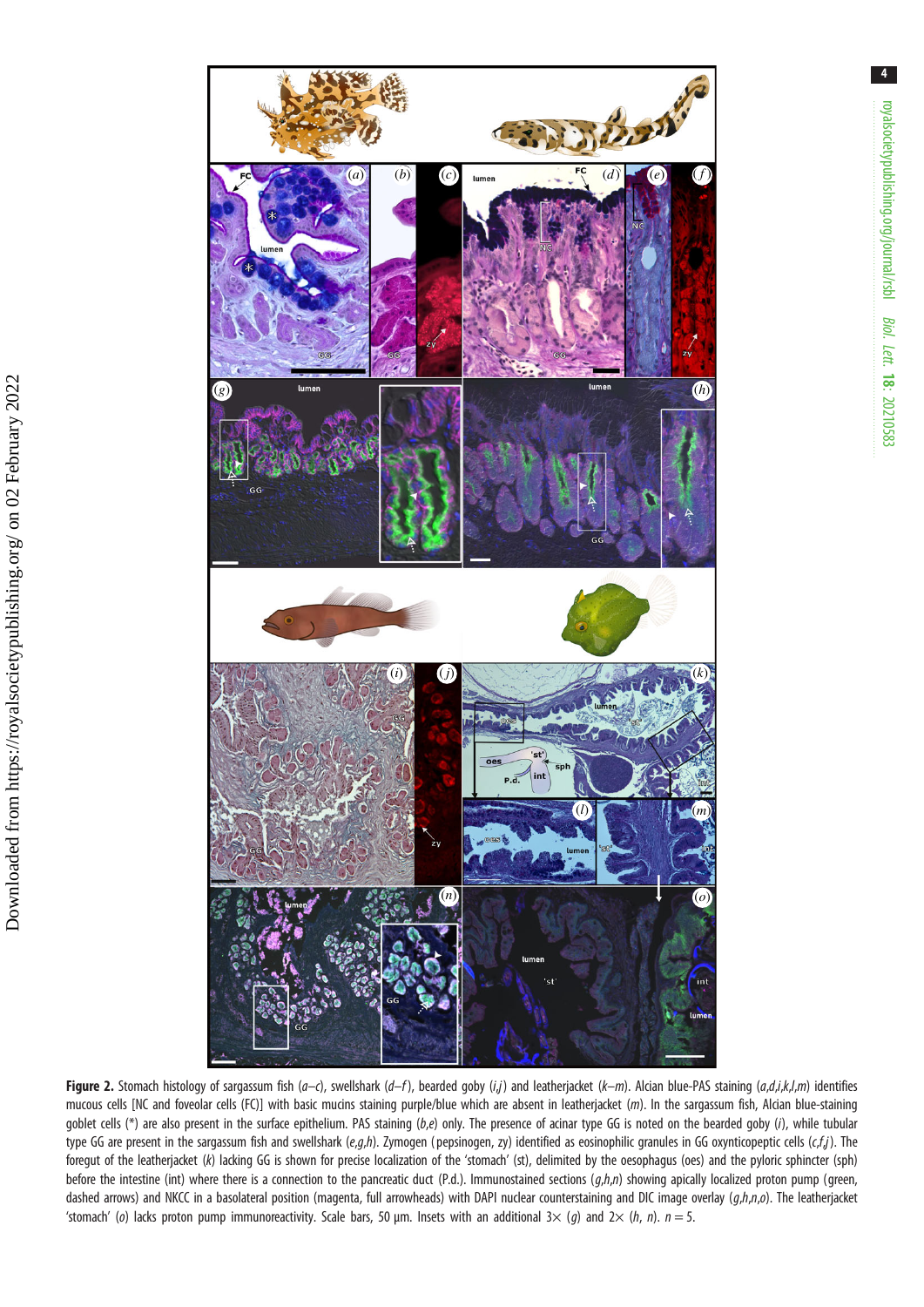**Figure 2.** Stomach histology of sargassum fish (*a–c*), swellshark (*d–f*), bearded goby (*i,j*) and leatherjacket (*k–m*). Alcian blue-PAS staining (*a,d,i,k,l,m*) identifies mucous cells [NC and foveolar cells (FC)] with basic mucins staining purple/blue which are absent in leatherjacket (*m*). In the sargassum fish, Alcian blue-staining goblet cells (*) are also present in the surface epithelium. PAS staining (*b,e*) only. The presence of acinar type GG is noted on the bearded goby (*i*), while tubular type GG are present in the sargassum fish and swellshark (*e,g,h*). Zymogen (pepsinogen, zy) identified as eosinophilic granules in GG oxynticopeptic cells (*c,f,j*). The foregut of the leatherjacket (*k*) lacking GG is shown for precise localization of the 'stomach' (st), delimited by the oesophagus (oes) and the pyloric sphincter (sph) before the intestine (int) where there is a connection to the pancreatic duct (P.d.). Immunostained sections (*g,h,n*) showing apically localized proton pump (green, dashed arrows) and NKCC in a basolateral position (magenta, full arrowheads) with DAPI nuclear counterstaining and DIC image overlay (*g,h,n,o*). The leatherjacket 'stomach' (*o*) lacks proton pump immunoreactivity. Scale bars, 50 µm. Insets with an additional 3× (*g*) and 2× (*h*, *n*). *n* = 5.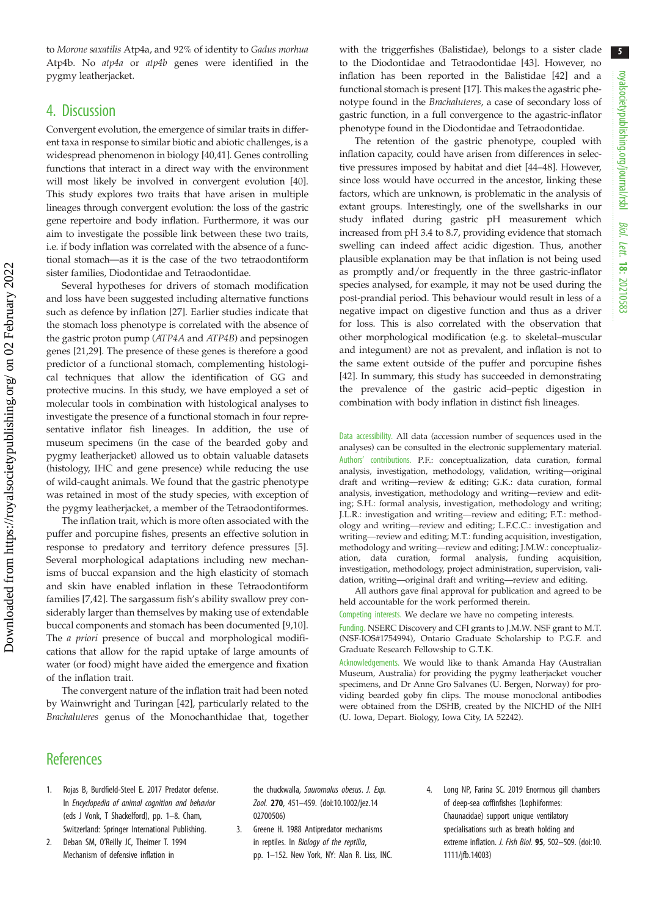to *Morone saxatilis* Atp4a, and 92% of identity to *Gadus morhua* Atp4b. No *atp4a* or *atp4b* genes were identified in the pygmy leatherjacket.

## 4. Discussion

Convergent evolution, the emergence of similar traits in different taxa in response to similar biotic and abiotic challenges, is a widespread phenomenon in biology [40,41]. Genes controlling functions that interact in a direct way with the environment will most likely be involved in convergent evolution [40]. This study explores two traits that have arisen in multiple lineages through convergent evolution: the loss of the gastric gene repertoire and body inflation. Furthermore, it was our aim to investigate the possible link between these two traits, i.e. if body inflation was correlated with the absence of a functional stomach—as it is the case of the two tetraodontiform sister families, Diodontidae and Tetraodontidae.

Several hypotheses for drivers of stomach modification and loss have been suggested including alternative functions such as defence by inflation [27]. Earlier studies indicate that the stomach loss phenotype is correlated with the absence of the gastric proton pump (*ATP4A* and *ATP4B*) and pepsinogen genes [21,29]. The presence of these genes is therefore a good predictor of a functional stomach, complementing histological techniques that allow the identification of GG and protective mucins. In this study, we have employed a set of molecular tools in combination with histological analyses to investigate the presence of a functional stomach in four representative inflator fish lineages. In addition, the use of museum specimens (in the case of the bearded goby and pygmy leatherjacket) allowed us to obtain valuable datasets (histology, IHC and gene presence) while reducing the use of wild-caught animals. We found that the gastric phenotype was retained in most of the study species, with exception of the pygmy leatherjacket, a member of the Tetraodontiformes.

The inflation trait, which is more often associated with the puffer and porcupine fishes, presents an effective solution in response to predatory and territory defence pressures [5]. Several morphological adaptations including new mechanisms of buccal expansion and the high elasticity of stomach and skin have enabled inflation in these Tetraodontiform families [7,42]. The sargassum fish's ability swallow prey considerably larger than themselves by making use of extendable buccal components and stomach has been documented [9,10]. The *a priori* presence of buccal and morphological modifications that allow for the rapid uptake of large amounts of water (or food) might have aided the emergence and fixation of the inflation trait.

The convergent nature of the inflation trait had been noted by Wainwright and Turingan [42], particularly related to the *Brachaluteres* genus of the Monochanthidae that, together with the triggerfishes (Balistidae), belongs to a sister clade to the Diodontidae and Tetraodontidae [43]. However, no inflation has been reported in the Balistidae [42] and a functional stomach is present [17]. This makes the agastric phenotype found in the *Brachaluteres*, a case of secondary loss of gastric function, in a full convergence to the agastric-inflator phenotype found in the Diodontidae and Tetraodontidae.

The retention of the gastric phenotype, coupled with inflation capacity, could have arisen from differences in selective pressures imposed by habitat and diet [44–48]. However, since loss would have occurred in the ancestor, linking these factors, which are unknown, is problematic in the analysis of extant groups. Interestingly, one of the swellsharks in our study inflated during gastric pH measurement which increased from pH 3.4 to 8.7, providing evidence that stomach swelling can indeed affect acidic digestion. Thus, another plausible explanation may be that inflation is not being used as promptly and/or frequently in the three gastric-inflator species analysed, for example, it may not be used during the post-prandial period. This behaviour would result in less of a negative impact on digestive function and thus as a driver for loss. This is also correlated with the observation that other morphological modification (e.g. to skeletal–muscular and integument) are not as prevalent, and inflation is not to the same extent outside of the puffer and porcupine fishes [42]. In summary, this study has succeeded in demonstrating the prevalence of the gastric acid–peptic digestion in combination with body inflation in distinct fish lineages.

Data accessibility. All data (accession number of sequences used in the analyses) can be consulted in the electronic supplementary material.

Authors' contributions. P.F.: conceptualization, data curation, formal analysis, investigation, methodology, validation, writing—original draft and writing—review & editing; G.K.: data curation, formal analysis, investigation, methodology and writing—review and editing; S.H.: formal analysis, investigation, methodology and writing; J.L.R.: investigation and writing—review and editing; F.T.: methodology and writing—review and editing; L.F.C.C.: investigation and writing—review and editing; M.T.: funding acquisition, investigation, methodology and writing—review and editing; J.M.W.: conceptualization, data curation, formal analysis, funding acquisition, investigation, methodology, project administration, supervision, validation, writing—original draft and writing—review and editing.

All authors gave final approval for publication and agreed to be held accountable for the work performed therein.

Competing interests. We declare we have no competing interests.

Funding. NSERC Discovery and CFI grants to J.M.W. NSF grant to M.T. (NSF-IOS#1754994), Ontario Graduate Scholarship to P.G.F. and Graduate Research Fellowship to G.T.K.

Acknowledgements. We would like to thank Amanda Hay (Australian Museum, Australia) for providing the pygmy leatherjacket voucher specimens, and Dr Anne Gro Salvanes (U. Bergen, Norway) for providing bearded goby fin clips. The mouse monoclonal antibodies were obtained from the DSHB, created by the NICHD of the NIH (U. Iowa, Depart. Biology, Iowa City, IA 52242).

## References

1. Rojas B, Burdfield-Steel E. 2017 Predator defense. In *Encyclopedia of animal cognition and behavior* (eds J Vonk, T Shackelford), pp. 1–8. Cham, Switzerland: Springer International Publishing.
2. Deban SM, O'Reilly JC, Theimer T. 1994 Mechanism of defensive inflation in the chuckwalla, *Sauromalus obesus*. *J. Exp. Zool.* **270**, 451–459. (doi:10.1002/jez.1402700506)
3. Greene H. 1988 Antipredator mechanisms in reptiles. In *Biology of the reptilia*, pp. 1–152. New York, NY: Alan R. Liss, INC.
4. Long NP, Farina SC. 2019 Enormous gill chambers of deep-sea coffinfishes (Lophiiformes: Chaunacidae) support unique ventilatory specialisations such as breath holding and extreme inflation. *J. Fish Biol.* **95**, 502–509. (doi:10.1111/jfb.14003)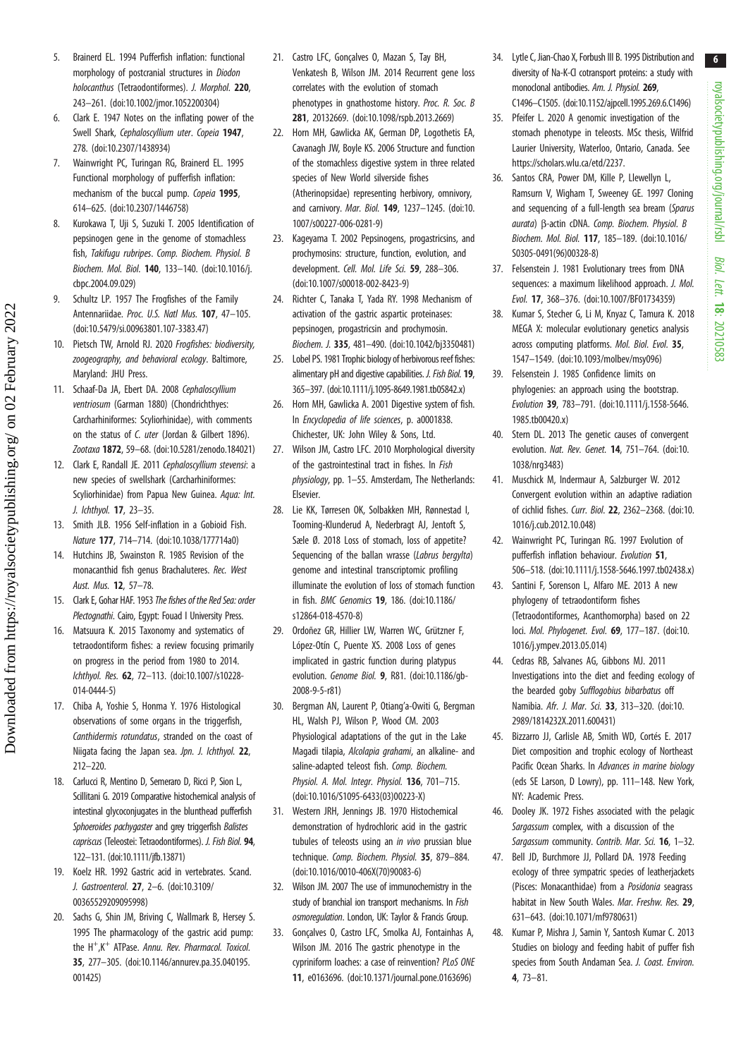5. Brainerd EL. 1994 Pufferfish inflation: functional morphology of postcranial structures in *Diodon holocanthus* (Tetraodontiformes). *J. Morphol.* **220**, 243–261. (doi:10.1002/jmor.1052200304)
6. Clark E. 1947 Notes on the inflating power of the Swell Shark, *Cephaloscyllium uter*. *Copeia* **1947**, 278. (doi:10.2307/1438934)
7. Wainwright PC, Turingan RG, Brainerd EL. 1995 Functional morphology of pufferfish inflation: mechanism of the buccal pump. *Copeia* **1995**, 614–625. (doi:10.2307/1446758)
8. Kurokawa T, Uji S, Suzuki T. 2005 Identification of pepsinogen gene in the genome of stomachless fish, *Takifugu rubripes*. *Comp. Biochem. Physiol. B Biochem. Mol. Biol.* **140**, 133–140. (doi:10.1016/j.cbpc.2004.09.029)
9. Schultz LP. 1957 The Frogfishes of the Family Antennariidae. *Proc. U.S. Natl Mus.* **107**, 47–105. (doi:10.5479/si.00963801.107-3383.47)
10. Pietsch TW, Arnold RJ. 2020 *Frogfishes: biodiversity, zoogeography, and behavioral ecology*. Baltimore, Maryland: JHU Press.
11. Schaaf-Da JA, Ebert DA. 2008 *Cephaloscyllium ventriosum* (Garman 1880) (Chondrichthyes: Carcharhiniformes: Scyliorhinidae), with comments on the status of *C. uter* (Jordan & Gilbert 1896). *Zootaxa* **1872**, 59–68. (doi:10.5281/zenodo.184021)
12. Clark E, Randall JE. 2011 *Cephaloscyllium stevensi*: a new species of swellshark (Carcharhiniformes: Scyliorhinidae) from Papua New Guinea. *Aqua: Int. J. Ichthyol.* **17**, 23–35.
13. Smith JLB. 1956 Self-inflation in a Gobioid Fish. *Nature* **177**, 714–714. (doi:10.1038/177714a0)
14. Hutchins JB, Swainston R. 1985 Revision of the monacanthid fish genus Brachaluteres. *Rec. West Aust. Mus.* **12**, 57–78.
15. Clark E, Gohar HAF. 1953 *The fishes of the Red Sea: order Plectognathi*. Cairo, Egypt: Fouad I University Press.
16. Matsuura K. 2015 Taxonomy and systematics of tetraodontiform fishes: a review focusing primarily on progress in the period from 1980 to 2014. *Ichthyol. Res.* **62**, 72–113. (doi:10.1007/s10228-014-0444-5)
17. Chiba A, Yoshie S, Honma Y. 1976 Histological observations of some organs in the triggerfish, *Canthidermis rotundatus*, stranded on the coast of Niigata facing the Japan sea. *Jpn. J. Ichthyol.* **22**, 212–220.
18. Carlucci R, Mentino D, Semeraro D, Ricci P, Sion L, Scillitani G. 2019 Comparative histochemical analysis of intestinal glycoconjugates in the blunthead pufferfish *Sphoeroides pachygaster* and grey triggerfish *Balistes capriscus* (Teleostei: Tetraodontiformes). *J. Fish Biol.* **94**, 122–131. (doi:10.1111/jfb.13871)
19. Koelz HR. 1992 Gastric acid in vertebrates. Scand. *J. Gastroenterol.* **27**, 2–6. (doi:10.3109/00365529209095998)
20. Sachs G, Shin JM, Briving C, Wallmark B, Hersey S. 1995 The pharmacology of the gastric acid pump: the $H^+,K^+$ ATPase. *Annu. Rev. Pharmacol. Toxicol.* **35**, 277–305. (doi:10.1146/annurev.pa.35.040195.001425)
21. Castro LFC, Gonçalves O, Mazan S, Tay BH, Venkatesh B, Wilson JM. 2014 Recurrent gene loss correlates with the evolution of stomach phenotypes in gnathostome history. *Proc. R. Soc. B* **281**, 20132669. (doi:10.1098/rspb.2013.2669)
22. Horn MH, Gawlicka AK, German DP, Logothetis EA, Cavanagh JW, Boyle KS. 2006 Structure and function of the stomachless digestive system in three related species of New World silverside fishes (Atherinopsidae) representing herbivory, omnivory, and carnivory. *Mar. Biol.* **149**, 1237–1245. (doi:10.1007/s00227-006-0281-9)
23. Kageyama T. 2002 Pepsinogens, progastricsins, and prochymosins: structure, function, evolution, and development. *Cell. Mol. Life Sci.* **59**, 288–306. (doi:10.1007/s00018-002-8423-9)
24. Richter C, Tanaka T, Yada RY. 1998 Mechanism of activation of the gastric aspartic proteinases: pepsinogen, progastricsin and prochymosin. *Biochem. J.* **335**, 481–490. (doi:10.1042/bj3350481)
25. Lobel PS. 1981 Trophic biology of herbivorous reef fishes: alimentary pH and digestive capabilities. *J. Fish Biol.* **19**, 365–397. (doi:10.1111/j.1095-8649.1981.tb05842.x)
26. Horn MH, Gawlicka A. 2001 Digestive system of fish. In *Encyclopedia of life sciences*, p. a0001838. Chichester, UK: John Wiley & Sons, Ltd.
27. Wilson JM, Castro LFC. 2010 Morphological diversity of the gastrointestinal tract in fishes. In *Fish physiology*, pp. 1–55. Amsterdam, The Netherlands: Elsevier.
28. Lie KK, Tørresen OK, Solbakken MH, Rønnestad I, Tooming-Klunderud A, Nederbragt AJ, Jentoft S, Sæle Ø. 2018 Loss of stomach, loss of appetite? Sequencing of the ballan wrasse (*Labrus bergylta*) genome and intestinal transcriptomic profiling illuminate the evolution of loss of stomach function in fish. *BMC Genomics* **19**, 186. (doi:10.1186/s12864-018-4570-8)
29. Ordoñez GR, Hillier LW, Warren WC, Grützner F, López-Otín C, Puente XS. 2008 Loss of genes implicated in gastric function during platypus evolution. *Genome Biol.* **9**, R81. (doi:10.1186/gb-2008-9-5-r81)
30. Bergman AN, Laurent P, Otiang'a-Owiti G, Bergman HL, Walsh PJ, Wilson P, Wood CM. 2003 Physiological adaptations of the gut in the Lake Magadi tilapia, *Alcolapia grahami*, an alkaline- and saline-adapted teleost fish. *Comp. Biochem. Physiol. A. Mol. Integr. Physiol.* **136**, 701–715. (doi:10.1016/S1095-6433(03)00223-X)
31. Western JRH, Jennings JB. 1970 Histochemical demonstration of hydrochloric acid in the gastric tubules of teleosts using an *in vivo* prussian blue technique. *Comp. Biochem. Physiol.* **35**, 879–884. (doi:10.1016/0010-406X(70)90083-6)
32. Wilson JM. 2007 The use of immunochemistry in the study of branchial ion transport mechanisms. In *Fish osmoregulation*. London, UK: Taylor & Francis Group.
33. Gonçalves O, Castro LFC, Smolka AJ, Fontainhas A, Wilson JM. 2016 The gastric phenotype in the cypriniform loaches: a case of reinvention? *PLoS ONE* **11**, e0163696. (doi:10.1371/journal.pone.0163696)
34. Lytle CJ, Jian-Chao X, Forbush III B. 1995 Distribution and diversity of Na-K-Cl cotransport proteins: a study with monoclonal antibodies. *Am. J. Physiol.* **269**, C1496–C1505. (doi:10.1152/ajpcell.1995.269.6.C1496)
35. Pfeifer L. 2020 A genomic investigation of the stomach phenotype in teleosts. MSc thesis, Wilfrid Laurier University, Waterloo, Ontario, Canada. See https://scholars.wlu.ca/etd/2237.
36. Santos CRA, Power DM, Kille P, Llewellyn L, Ramsurn V, Wigham T, Sweeney GE. 1997 Cloning and sequencing of a full-length sea bream (*Sparus aurata*) β-actin cDNA. *Comp. Biochem. Physiol. B Biochem. Mol. Biol.* **117**, 185–189. (doi:10.1016/S0305-0491(96)00328-8)
37. Felsenstein J. 1981 Evolutionary trees from DNA sequences: a maximum likelihood approach. *J. Mol. Evol.* **17**, 368–376. (doi:10.1007/BF01734359)
38. Kumar S, Stecher G, Li M, Knyaz C, Tamura K. 2018 MEGA X: molecular evolutionary genetics analysis across computing platforms. *Mol. Biol. Evol.* **35**, 1547–1549. (doi:10.1093/molbev/msy096)
39. Felsenstein J. 1985 Confidence limits on phylogenies: an approach using the bootstrap. *Evolution* **39**, 783–791. (doi:10.1111/j.1558-5646.1985.tb00420.x)
40. Stern DL. 2013 The genetic causes of convergent evolution. *Nat. Rev. Genet.* **14**, 751–764. (doi:10.1038/nrg3483)
41. Muschick M, Indermaur A, Salzburger W. 2012 Convergent evolution within an adaptive radiation of cichlid fishes. *Curr. Biol.* **22**, 2362–2368. (doi:10.1016/j.cub.2012.10.048)
42. Wainwright PC, Turingan RG. 1997 Evolution of pufferfish inflation behaviour. *Evolution* **51**, 506–518. (doi:10.1111/j.1558-5646.1997.tb02438.x)
43. Santini F, Sorenson L, Alfaro ME. 2013 A new phylogeny of tetraodontiform fishes (Tetraodontiformes, Acanthomorpha) based on 22 loci. *Mol. Phylogenet. Evol.* **69**, 177–187. (doi:10.1016/j.ympev.2013.05.014)
44. Cedras RB, Salvanes AG, Gibbons MJ. 2011 Investigations into the diet and feeding ecology of the bearded goby *Sufflogobius bibarbatus* off Namibia. *Afr. J. Mar. Sci.* **33**, 313–320. (doi:10.2989/1814232X.2011.600431)
45. Bizzarro JJ, Carlisle AB, Smith WD, Cortés E. 2017 Diet composition and trophic ecology of Northeast Pacific Ocean Sharks. In *Advances in marine biology* (eds SE Larson, D Lowry), pp. 111–148. New York, NY: Academic Press.
46. Dooley JK. 1972 Fishes associated with the pelagic *Sargassum* complex, with a discussion of the *Sargassum* community. *Contrib. Mar. Sci.* **16**, 1–32.
47. Bell JD, Burchmore JJ, Pollard DA. 1978 Feeding ecology of three sympatric species of leatherjackets (Pisces: Monacanthidae) from a *Posidonia* seagrass habitat in New South Wales. *Mar. Freshw. Res.* **29**, 631–643. (doi:10.1071/mf9780631)
48. Kumar P, Mishra J, Samin Y, Santosh Kumar C. 2013 Studies on biology and feeding habit of puffer fish species from South Andaman Sea. *J. Coast. Environ.* **4**, 73–81.